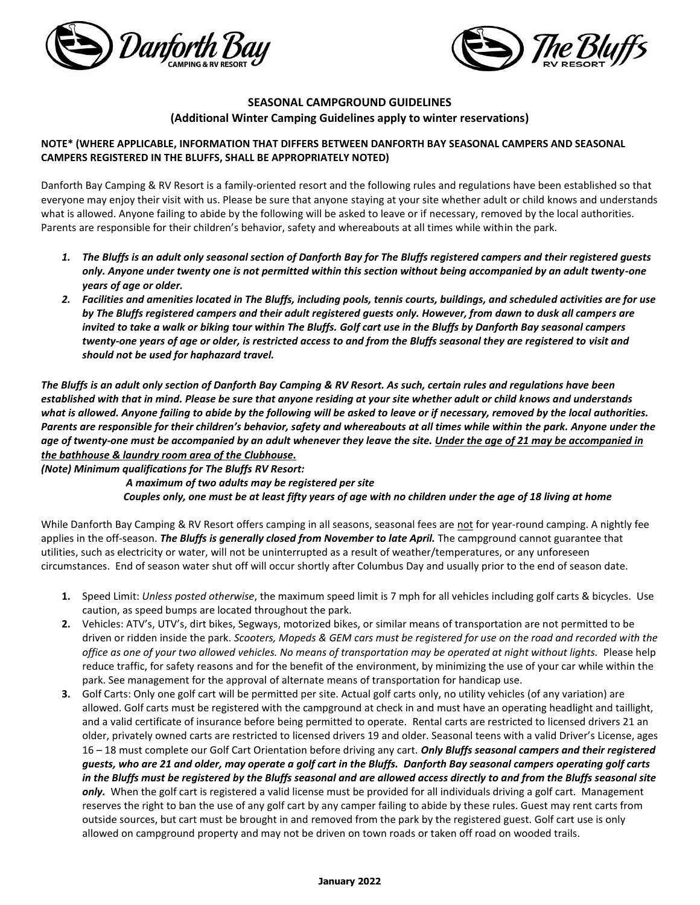Danforth Bay CAMPING & RV RESORT

The Bluffs RV RESORT

## SEASONAL CAMPGROUND GUIDELINES
### (Additional Winter Camping Guidelines apply to winter reservations)

**NOTE* (WHERE APPLICABLE, INFORMATION THAT DIFFERS BETWEEN DANFORTH BAY SEASONAL CAMPERS AND SEASONAL CAMPERS REGISTERED IN THE BLUFFS, SHALL BE APPROPRIATELY NOTED)**

Danforth Bay Camping & RV Resort is a family-oriented resort and the following rules and regulations have been established so that everyone may enjoy their visit with us. Please be sure that anyone staying at your site whether adult or child knows and understands what is allowed. Anyone failing to abide by the following will be asked to leave or if necessary, removed by the local authorities. Parents are responsible for their children's behavior, safety and whereabouts at all times while within the park.

1. ***The Bluffs is an adult only seasonal section of Danforth Bay for The Bluffs registered campers and their registered guests only. Anyone under twenty one is not permitted within this section without being accompanied by an adult twenty-one years of age or older.***
2. ***Facilities and amenities located in The Bluffs, including pools, tennis courts, buildings, and scheduled activities are for use by The Bluffs registered campers and their adult registered guests only. However, from dawn to dusk all campers are invited to take a walk or biking tour within The Bluffs. Golf cart use in the Bluffs by Danforth Bay seasonal campers twenty-one years of age or older, is restricted access to and from the Bluffs seasonal they are registered to visit and should not be used for haphazard travel.***

***The Bluffs is an adult only section of Danforth Bay Camping & RV Resort. As such, certain rules and regulations have been established with that in mind. Please be sure that anyone residing at your site whether adult or child knows and understands what is allowed. Anyone failing to abide by the following will be asked to leave or if necessary, removed by the local authorities. Parents are responsible for their children's behavior, safety and whereabouts at all times while within the park. Anyone under the age of twenty-one must be accompanied by an adult whenever they leave the site. <u>Under the age of 21 may be accompanied in the bathhouse & laundry room area of the Clubhouse.</u>***

***(Note) Minimum qualifications for The Bluffs RV Resort:***

***A maximum of two adults may be registered per site***

***Couples only, one must be at least fifty years of age with no children under the age of 18 living at home***

While Danforth Bay Camping & RV Resort offers camping in all seasons, seasonal fees are <u>not</u> for year-round camping. A nightly fee applies in the off-season. ***The Bluffs is generally closed from November to late April.*** The campground cannot guarantee that utilities, such as electricity or water, will not be uninterrupted as a result of weather/temperatures, or any unforeseen circumstances. End of season water shut off will occur shortly after Columbus Day and usually prior to the end of season date.

1. **Speed Limit:** *Unless posted otherwise*, the maximum speed limit is 7 mph for all vehicles including golf carts & bicycles. Use caution, as speed bumps are located throughout the park.
2. **Vehicles:** ATV's, UTV's, dirt bikes, Segways, motorized bikes, or similar means of transportation are not permitted to be driven or ridden inside the park. *Scooters, Mopeds & GEM cars must be registered for use on the road and recorded with the office as one of your two allowed vehicles. No means of transportation may be operated at night without lights.* Please help reduce traffic, for safety reasons and for the benefit of the environment, by minimizing the use of your car while within the park. See management for the approval of alternate means of transportation for handicap use.
3. **Golf Carts:** Only one golf cart will be permitted per site. Actual golf carts only, no utility vehicles (of any variation) are allowed. Golf carts must be registered with the campground at check in and must have an operating headlight and taillight, and a valid certificate of insurance before being permitted to operate. Rental carts are restricted to licensed drivers 21 an older, privately owned carts are restricted to licensed drivers 19 and older. Seasonal teens with a valid Driver's License, ages 16 – 18 must complete our Golf Cart Orientation before driving any cart. ***Only Bluffs seasonal campers and their registered guests, who are 21 and older, may operate a golf cart in the Bluffs. Danforth Bay seasonal campers operating golf carts in the Bluffs must be registered by the Bluffs seasonal and are allowed access directly to and from the Bluffs seasonal site only.*** When the golf cart is registered a valid license must be provided for all individuals driving a golf cart. Management reserves the right to ban the use of any golf cart by any camper failing to abide by these rules. Guest may rent carts from outside sources, but cart must be brought in and removed from the park by the registered guest. Golf cart use is only allowed on campground property and may not be driven on town roads or taken off road on wooded trails.

**January 2022**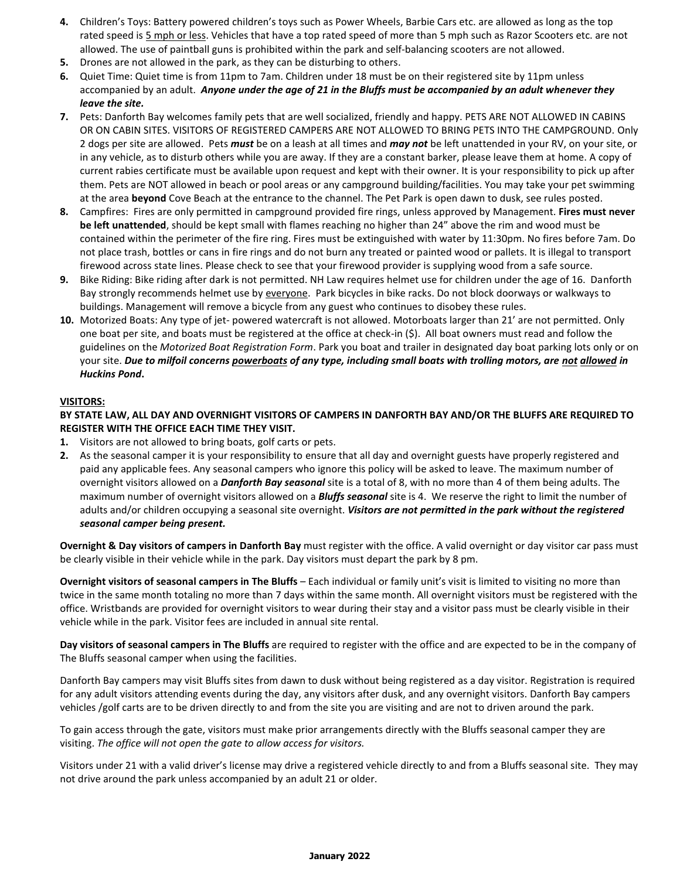4. Children's Toys: Battery powered children's toys such as Power Wheels, Barbie Cars etc. are allowed as long as the top rated speed is <u>5 mph or less</u>. Vehicles that have a top rated speed of more than 5 mph such as Razor Scooters etc. are not allowed. The use of paintball guns is prohibited within the park and self-balancing scooters are not allowed.
5. Drones are not allowed in the park, as they can be disturbing to others.
6. Quiet Time: Quiet time is from 11pm to 7am. Children under 18 must be on their registered site by 11pm unless accompanied by an adult. ***Anyone under the age of 21 in the Bluffs must be accompanied by an adult whenever they leave the site.***
7. Pets: Danforth Bay welcomes family pets that are well socialized, friendly and happy. PETS ARE NOT ALLOWED IN CABINS OR ON CABIN SITES. VISITORS OF REGISTERED CAMPERS ARE NOT ALLOWED TO BRING PETS INTO THE CAMPGROUND. Only 2 dogs per site are allowed. Pets ***must*** be on a leash at all times and ***may not*** be left unattended in your RV, on your site, or in any vehicle, as to disturb others while you are away. If they are a constant barker, please leave them at home. A copy of current rabies certificate must be available upon request and kept with their owner. It is your responsibility to pick up after them. Pets are NOT allowed in beach or pool areas or any campground building/facilities. You may take your pet swimming at the area **beyond** Cove Beach at the entrance to the channel. The Pet Park is open dawn to dusk, see rules posted.
8. Campfires: Fires are only permitted in campground provided fire rings, unless approved by Management. **Fires must never be left unattended**, should be kept small with flames reaching no higher than 24" above the rim and wood must be contained within the perimeter of the fire ring. Fires must be extinguished with water by 11:30pm. No fires before 7am. Do not place trash, bottles or cans in fire rings and do not burn any treated or painted wood or pallets. It is illegal to transport firewood across state lines. Please check to see that your firewood provider is supplying wood from a safe source.
9. Bike Riding: Bike riding after dark is not permitted. NH Law requires helmet use for children under the age of 16. Danforth Bay strongly recommends helmet use by <u>everyone</u>. Park bicycles in bike racks. Do not block doorways or walkways to buildings. Management will remove a bicycle from any guest who continues to disobey these rules.
10. Motorized Boats: Any type of jet- powered watercraft is not allowed. Motorboats larger than 21' are not permitted. Only one boat per site, and boats must be registered at the office at check-in ($). All boat owners must read and follow the guidelines on the *Motorized Boat Registration Form*. Park you boat and trailer in designated day boat parking lots only or on your site. ***Due to milfoil concerns <u>powerboats</u> of any type, including small boats with trolling motors, are <u>not</u> <u>allowed</u> in Huckins Pond*****.**

**<u>VISITORS:</u>**

**BY STATE LAW, ALL DAY AND OVERNIGHT VISITORS OF CAMPERS IN DANFORTH BAY AND/OR THE BLUFFS ARE REQUIRED TO REGISTER WITH THE OFFICE EACH TIME THEY VISIT.**

1. Visitors are not allowed to bring boats, golf carts or pets.
2. As the seasonal camper it is your responsibility to ensure that all day and overnight guests have properly registered and paid any applicable fees. Any seasonal campers who ignore this policy will be asked to leave. The maximum number of overnight visitors allowed on a ***Danforth Bay seasonal*** site is a total of 8, with no more than 4 of them being adults. The maximum number of overnight visitors allowed on a ***Bluffs seasonal*** site is 4. We reserve the right to limit the number of adults and/or children occupying a seasonal site overnight. ***Visitors are not permitted in the park without the registered seasonal camper being present.***

**Overnight & Day visitors of campers in Danforth Bay** must register with the office. A valid overnight or day visitor car pass must be clearly visible in their vehicle while in the park. Day visitors must depart the park by 8 pm.

**Overnight visitors of seasonal campers in The Bluffs** – Each individual or family unit's visit is limited to visiting no more than twice in the same month totaling no more than 7 days within the same month. All overnight visitors must be registered with the office. Wristbands are provided for overnight visitors to wear during their stay and a visitor pass must be clearly visible in their vehicle while in the park. Visitor fees are included in annual site rental.

**Day visitors of seasonal campers in The Bluffs** are required to register with the office and are expected to be in the company of The Bluffs seasonal camper when using the facilities.

Danforth Bay campers may visit Bluffs sites from dawn to dusk without being registered as a day visitor. Registration is required for any adult visitors attending events during the day, any visitors after dusk, and any overnight visitors. Danforth Bay campers vehicles /golf carts are to be driven directly to and from the site you are visiting and are not to driven around the park.

To gain access through the gate, visitors must make prior arrangements directly with the Bluffs seasonal camper they are visiting. *The office will not open the gate to allow access for visitors.*

Visitors under 21 with a valid driver's license may drive a registered vehicle directly to and from a Bluffs seasonal site. They may not drive around the park unless accompanied by an adult 21 or older.

**January 2022**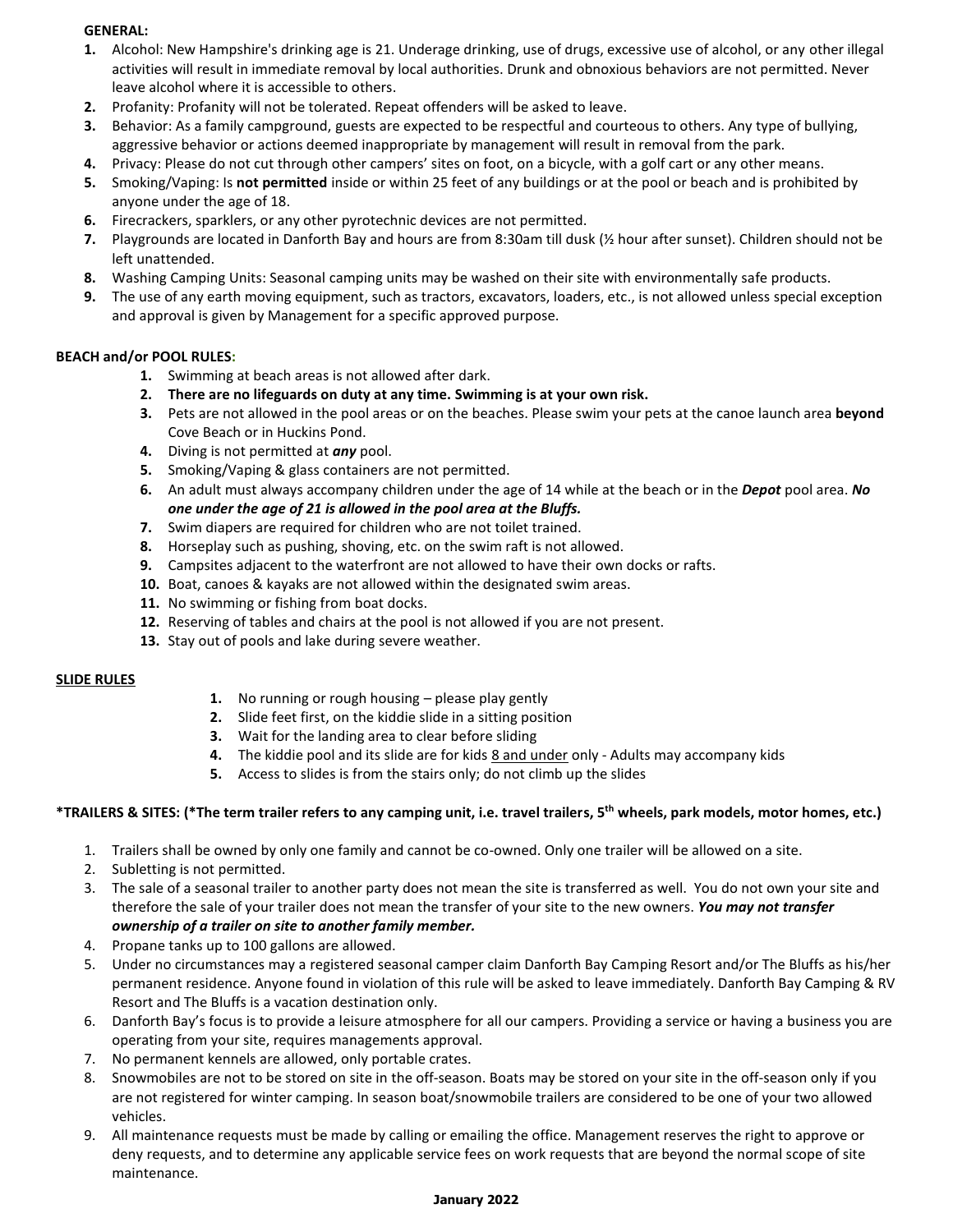**GENERAL:**

1. Alcohol: New Hampshire's drinking age is 21. Underage drinking, use of drugs, excessive use of alcohol, or any other illegal activities will result in immediate removal by local authorities. Drunk and obnoxious behaviors are not permitted. Never leave alcohol where it is accessible to others.
2. Profanity: Profanity will not be tolerated. Repeat offenders will be asked to leave.
3. Behavior: As a family campground, guests are expected to be respectful and courteous to others. Any type of bullying, aggressive behavior or actions deemed inappropriate by management will result in removal from the park.
4. Privacy: Please do not cut through other campers' sites on foot, on a bicycle, with a golf cart or any other means.
5. Smoking/Vaping: Is **not permitted** inside or within 25 feet of any buildings or at the pool or beach and is prohibited by anyone under the age of 18.
6. Firecrackers, sparklers, or any other pyrotechnic devices are not permitted.
7. Playgrounds are located in Danforth Bay and hours are from 8:30am till dusk (½ hour after sunset). Children should not be left unattended.
8. Washing Camping Units: Seasonal camping units may be washed on their site with environmentally safe products.
9. The use of any earth moving equipment, such as tractors, excavators, loaders, etc., is not allowed unless special exception and approval is given by Management for a specific approved purpose.

**BEACH and/or POOL RULES:**

1. Swimming at beach areas is not allowed after dark.
2. **There are no lifeguards on duty at any time. Swimming is at your own risk.**
3. Pets are not allowed in the pool areas or on the beaches. Please swim your pets at the canoe launch area **beyond** Cove Beach or in Huckins Pond.
4. Diving is not permitted at ***any*** pool.
5. Smoking/Vaping & glass containers are not permitted.
6. An adult must always accompany children under the age of 14 while at the beach or in the ***Depot*** pool area. ***No one under the age of 21 is allowed in the pool area at the Bluffs.***
7. Swim diapers are required for children who are not toilet trained.
8. Horseplay such as pushing, shoving, etc. on the swim raft is not allowed.
9. Campsites adjacent to the waterfront are not allowed to have their own docks or rafts.
10. Boat, canoes & kayaks are not allowed within the designated swim areas.
11. No swimming or fishing from boat docks.
12. Reserving of tables and chairs at the pool is not allowed if you are not present.
13. Stay out of pools and lake during severe weather.

**SLIDE RULES**

1. No running or rough housing – please play gently
2. Slide feet first, on the kiddie slide in a sitting position
3. Wait for the landing area to clear before sliding
4. The kiddie pool and its slide are for kids 8 and under only - Adults may accompany kids
5. Access to slides is from the stairs only; do not climb up the slides

**\*TRAILERS & SITES: (\*The term trailer refers to any camping unit, i.e. travel trailers, 5th wheels, park models, motor homes, etc.)**

1. Trailers shall be owned by only one family and cannot be co-owned. Only one trailer will be allowed on a site.
2. Subletting is not permitted.
3. The sale of a seasonal trailer to another party does not mean the site is transferred as well. You do not own your site and therefore the sale of your trailer does not mean the transfer of your site to the new owners. ***You may not transfer ownership of a trailer on site to another family member.***
4. Propane tanks up to 100 gallons are allowed.
5. Under no circumstances may a registered seasonal camper claim Danforth Bay Camping Resort and/or The Bluffs as his/her permanent residence. Anyone found in violation of this rule will be asked to leave immediately. Danforth Bay Camping & RV Resort and The Bluffs is a vacation destination only.
6. Danforth Bay's focus is to provide a leisure atmosphere for all our campers. Providing a service or having a business you are operating from your site, requires managements approval.
7. No permanent kennels are allowed, only portable crates.
8. Snowmobiles are not to be stored on site in the off-season. Boats may be stored on your site in the off-season only if you are not registered for winter camping. In season boat/snowmobile trailers are considered to be one of your two allowed vehicles.
9. All maintenance requests must be made by calling or emailing the office. Management reserves the right to approve or deny requests, and to determine any applicable service fees on work requests that are beyond the normal scope of site maintenance.

**January 2022**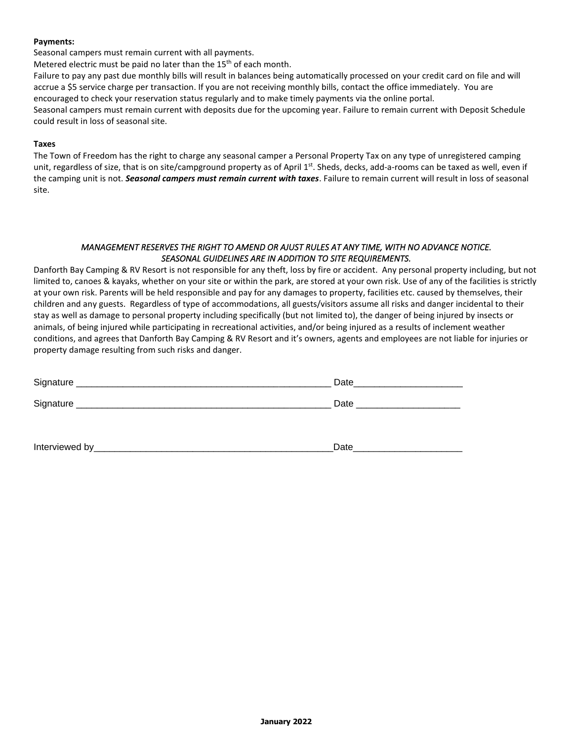**Payments:**

Seasonal campers must remain current with all payments.

Metered electric must be paid no later than the 15th of each month.

Failure to pay any past due monthly bills will result in balances being automatically processed on your credit card on file and will accrue a $5 service charge per transaction. If you are not receiving monthly bills, contact the office immediately. You are encouraged to check your reservation status regularly and to make timely payments via the online portal.

Seasonal campers must remain current with deposits due for the upcoming year. Failure to remain current with Deposit Schedule could result in loss of seasonal site.

**Taxes**

The Town of Freedom has the right to charge any seasonal camper a Personal Property Tax on any type of unregistered camping unit, regardless of size, that is on site/campground property as of April 1st. Sheds, decks, add-a-rooms can be taxed as well, even if the camping unit is not. ***Seasonal campers must remain current with taxes***. Failure to remain current will result in loss of seasonal site.

*MANAGEMENT RESERVES THE RIGHT TO AMEND OR AJUST RULES AT ANY TIME, WITH NO ADVANCE NOTICE.*
*SEASONAL GUIDELINES ARE IN ADDITION TO SITE REQUIREMENTS.*

Danforth Bay Camping & RV Resort is not responsible for any theft, loss by fire or accident. Any personal property including, but not limited to, canoes & kayaks, whether on your site or within the park, are stored at your own risk. Use of any of the facilities is strictly at your own risk. Parents will be held responsible and pay for any damages to property, facilities etc. caused by themselves, their children and any guests. Regardless of type of accommodations, all guests/visitors assume all risks and danger incidental to their stay as well as damage to personal property including specifically (but not limited to), the danger of being injured by insects or animals, of being injured while participating in recreational activities, and/or being injured as a results of inclement weather conditions, and agrees that Danforth Bay Camping & RV Resort and it's owners, agents and employees are not liable for injuries or property damage resulting from such risks and danger.

Signature ___________________________________________________ Date_____________________

Signature ___________________________________________________ Date ____________________

Interviewed by________________________________________________Date_____________________

**January 2022**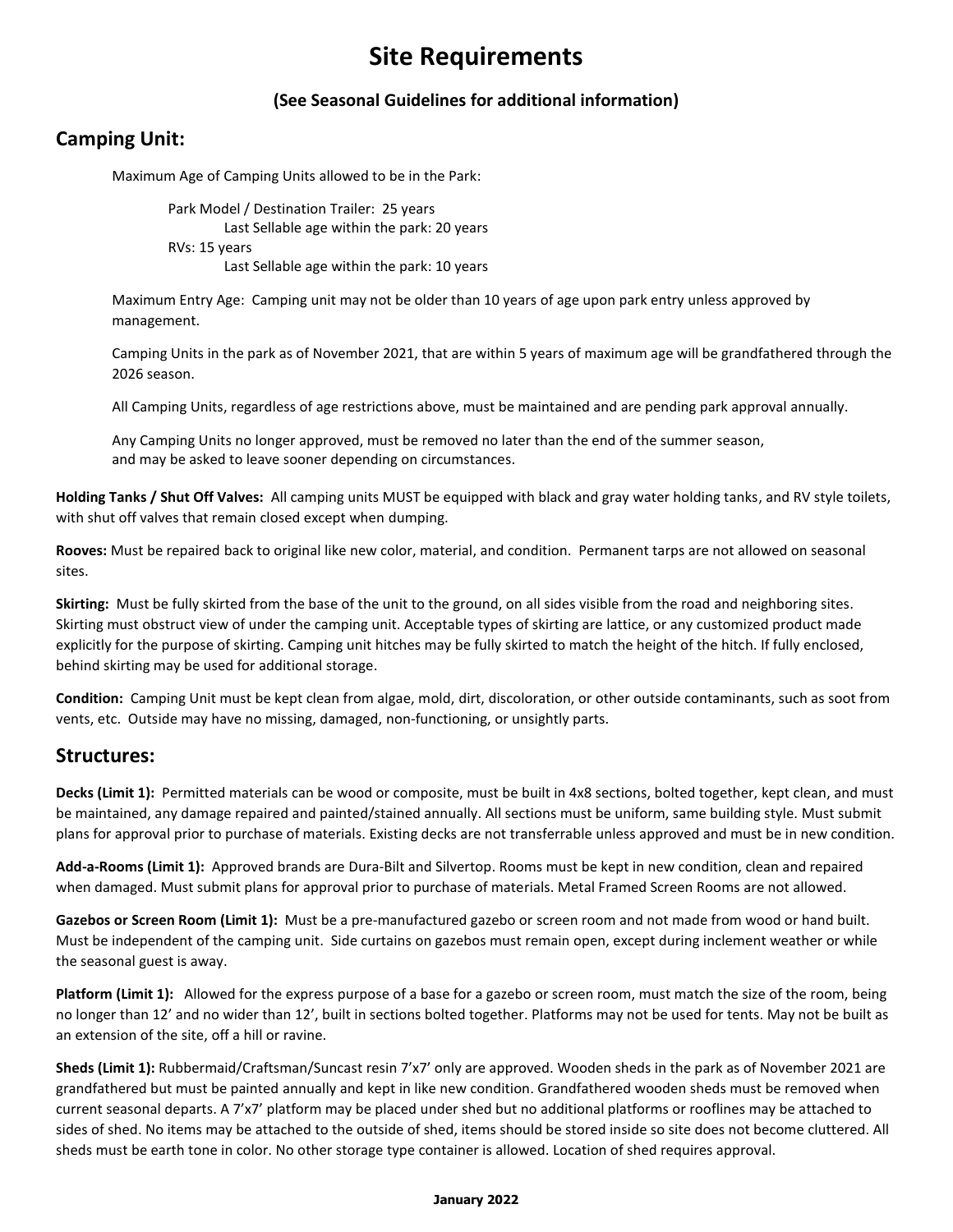# Site Requirements

### (See Seasonal Guidelines for additional information)

## Camping Unit:

Maximum Age of Camping Units allowed to be in the Park:

- Park Model / Destination Trailer: 25 years
  - Last Sellable age within the park: 20 years
- RVs: 15 years
  - Last Sellable age within the park: 10 years

Maximum Entry Age: Camping unit may not be older than 10 years of age upon park entry unless approved by management.

Camping Units in the park as of November 2021, that are within 5 years of maximum age will be grandfathered through the 2026 season.

All Camping Units, regardless of age restrictions above, must be maintained and are pending park approval annually.

Any Camping Units no longer approved, must be removed no later than the end of the summer season, and may be asked to leave sooner depending on circumstances.

**Holding Tanks / Shut Off Valves:** All camping units MUST be equipped with black and gray water holding tanks, and RV style toilets, with shut off valves that remain closed except when dumping.

**Rooves:** Must be repaired back to original like new color, material, and condition. Permanent tarps are not allowed on seasonal sites.

**Skirting:** Must be fully skirted from the base of the unit to the ground, on all sides visible from the road and neighboring sites. Skirting must obstruct view of under the camping unit. Acceptable types of skirting are lattice, or any customized product made explicitly for the purpose of skirting. Camping unit hitches may be fully skirted to match the height of the hitch. If fully enclosed, behind skirting may be used for additional storage.

**Condition:** Camping Unit must be kept clean from algae, mold, dirt, discoloration, or other outside contaminants, such as soot from vents, etc. Outside may have no missing, damaged, non-functioning, or unsightly parts.

## Structures:

**Decks (Limit 1):** Permitted materials can be wood or composite, must be built in 4x8 sections, bolted together, kept clean, and must be maintained, any damage repaired and painted/stained annually. All sections must be uniform, same building style. Must submit plans for approval prior to purchase of materials. Existing decks are not transferrable unless approved and must be in new condition.

**Add-a-Rooms (Limit 1):** Approved brands are Dura-Bilt and Silvertop. Rooms must be kept in new condition, clean and repaired when damaged. Must submit plans for approval prior to purchase of materials. Metal Framed Screen Rooms are not allowed.

**Gazebos or Screen Room (Limit 1):** Must be a pre-manufactured gazebo or screen room and not made from wood or hand built. Must be independent of the camping unit. Side curtains on gazebos must remain open, except during inclement weather or while the seasonal guest is away.

**Platform (Limit 1):** Allowed for the express purpose of a base for a gazebo or screen room, must match the size of the room, being no longer than 12' and no wider than 12', built in sections bolted together. Platforms may not be used for tents. May not be built as an extension of the site, off a hill or ravine.

**Sheds (Limit 1):** Rubbermaid/Craftsman/Suncast resin 7'x7' only are approved. Wooden sheds in the park as of November 2021 are grandfathered but must be painted annually and kept in like new condition. Grandfathered wooden sheds must be removed when current seasonal departs. A 7'x7' platform may be placed under shed but no additional platforms or rooflines may be attached to sides of shed. No items may be attached to the outside of shed, items should be stored inside so site does not become cluttered. All sheds must be earth tone in color. No other storage type container is allowed. Location of shed requires approval.

**January 2022**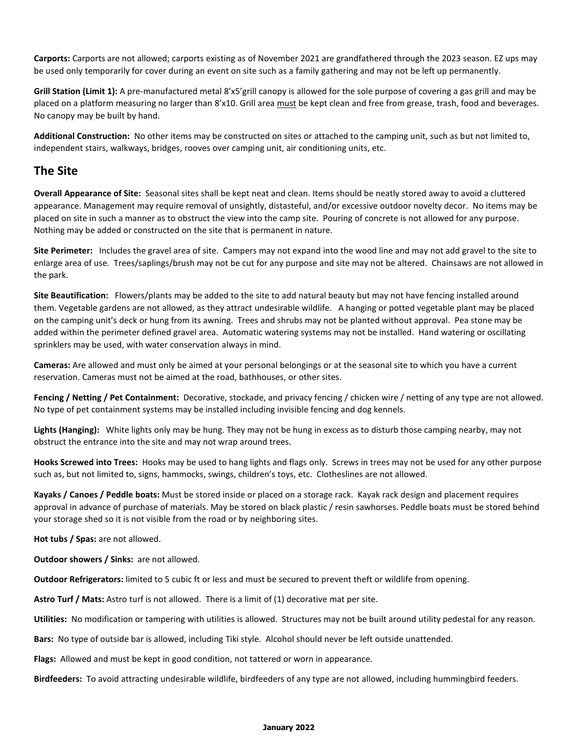**Carports:** Carports are not allowed; carports existing as of November 2021 are grandfathered through the 2023 season. EZ ups may be used only temporarily for cover during an event on site such as a family gathering and may not be left up permanently.

**Grill Station (Limit 1):** A pre-manufactured metal 8'x5'grill canopy is allowed for the sole purpose of covering a gas grill and may be placed on a platform measuring no larger than 8'x10. Grill area must be kept clean and free from grease, trash, food and beverages. No canopy may be built by hand.

**Additional Construction:** No other items may be constructed on sites or attached to the camping unit, such as but not limited to, independent stairs, walkways, bridges, rooves over camping unit, air conditioning units, etc.

## The Site

**Overall Appearance of Site:** Seasonal sites shall be kept neat and clean. Items should be neatly stored away to avoid a cluttered appearance. Management may require removal of unsightly, distasteful, and/or excessive outdoor novelty decor. No items may be placed on site in such a manner as to obstruct the view into the camp site. Pouring of concrete is not allowed for any purpose. Nothing may be added or constructed on the site that is permanent in nature.

**Site Perimeter:** Includes the gravel area of site. Campers may not expand into the wood line and may not add gravel to the site to enlarge area of use. Trees/saplings/brush may not be cut for any purpose and site may not be altered. Chainsaws are not allowed in the park.

**Site Beautification:** Flowers/plants may be added to the site to add natural beauty but may not have fencing installed around them. Vegetable gardens are not allowed, as they attract undesirable wildlife. A hanging or potted vegetable plant may be placed on the camping unit's deck or hung from its awning. Trees and shrubs may not be planted without approval. Pea stone may be added within the perimeter defined gravel area. Automatic watering systems may not be installed. Hand watering or oscillating sprinklers may be used, with water conservation always in mind.

**Cameras:** Are allowed and must only be aimed at your personal belongings or at the seasonal site to which you have a current reservation. Cameras must not be aimed at the road, bathhouses, or other sites.

**Fencing / Netting / Pet Containment:** Decorative, stockade, and privacy fencing / chicken wire / netting of any type are not allowed. No type of pet containment systems may be installed including invisible fencing and dog kennels.

**Lights (Hanging):** White lights only may be hung. They may not be hung in excess as to disturb those camping nearby, may not obstruct the entrance into the site and may not wrap around trees.

**Hooks Screwed into Trees:** Hooks may be used to hang lights and flags only. Screws in trees may not be used for any other purpose such as, but not limited to, signs, hammocks, swings, children's toys, etc. Clotheslines are not allowed.

**Kayaks / Canoes / Peddle boats:** Must be stored inside or placed on a storage rack. Kayak rack design and placement requires approval in advance of purchase of materials. May be stored on black plastic / resin sawhorses. Peddle boats must be stored behind your storage shed so it is not visible from the road or by neighboring sites.

**Hot tubs / Spas:** are not allowed.

**Outdoor showers / Sinks:** are not allowed.

**Outdoor Refrigerators:** limited to 5 cubic ft or less and must be secured to prevent theft or wildlife from opening.

**Astro Turf / Mats:** Astro turf is not allowed. There is a limit of (1) decorative mat per site.

**Utilities:** No modification or tampering with utilities is allowed. Structures may not be built around utility pedestal for any reason.

**Bars:** No type of outside bar is allowed, including Tiki style. Alcohol should never be left outside unattended.

**Flags:** Allowed and must be kept in good condition, not tattered or worn in appearance.

**Birdfeeders:** To avoid attracting undesirable wildlife, birdfeeders of any type are not allowed, including hummingbird feeders.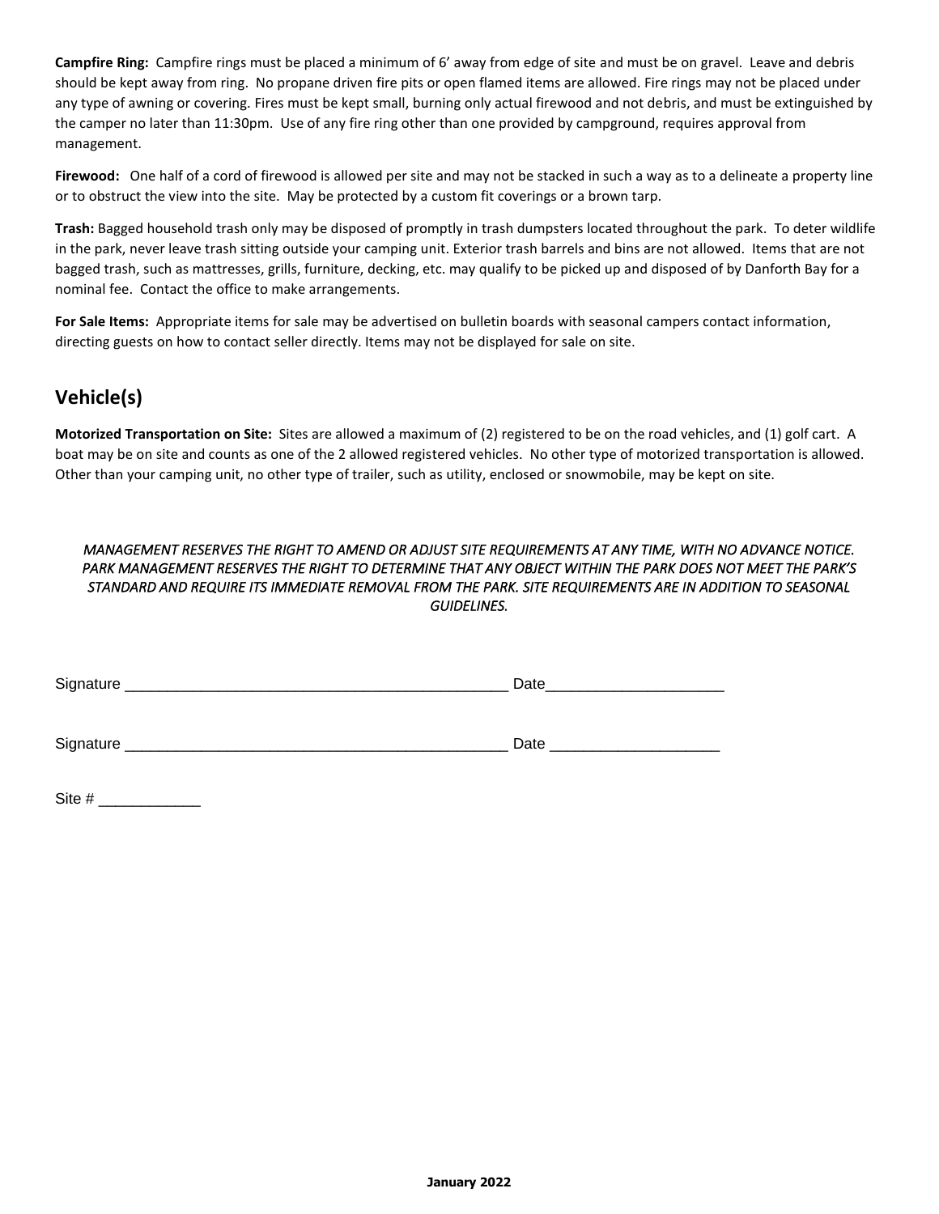**Campfire Ring:** Campfire rings must be placed a minimum of 6' away from edge of site and must be on gravel. Leave and debris should be kept away from ring. No propane driven fire pits or open flamed items are allowed. Fire rings may not be placed under any type of awning or covering. Fires must be kept small, burning only actual firewood and not debris, and must be extinguished by the camper no later than 11:30pm. Use of any fire ring other than one provided by campground, requires approval from management.

**Firewood:** One half of a cord of firewood is allowed per site and may not be stacked in such a way as to a delineate a property line or to obstruct the view into the site. May be protected by a custom fit coverings or a brown tarp.

**Trash:** Bagged household trash only may be disposed of promptly in trash dumpsters located throughout the park. To deter wildlife in the park, never leave trash sitting outside your camping unit. Exterior trash barrels and bins are not allowed. Items that are not bagged trash, such as mattresses, grills, furniture, decking, etc. may qualify to be picked up and disposed of by Danforth Bay for a nominal fee. Contact the office to make arrangements.

**For Sale Items:** Appropriate items for sale may be advertised on bulletin boards with seasonal campers contact information, directing guests on how to contact seller directly. Items may not be displayed for sale on site.

## Vehicle(s)

**Motorized Transportation on Site:** Sites are allowed a maximum of (2) registered to be on the road vehicles, and (1) golf cart. A boat may be on site and counts as one of the 2 allowed registered vehicles. No other type of motorized transportation is allowed. Other than your camping unit, no other type of trailer, such as utility, enclosed or snowmobile, may be kept on site.

*MANAGEMENT RESERVES THE RIGHT TO AMEND OR ADJUST SITE REQUIREMENTS AT ANY TIME, WITH NO ADVANCE NOTICE. PARK MANAGEMENT RESERVES THE RIGHT TO DETERMINE THAT ANY OBJECT WITHIN THE PARK DOES NOT MEET THE PARK'S STANDARD AND REQUIRE ITS IMMEDIATE REMOVAL FROM THE PARK. SITE REQUIREMENTS ARE IN ADDITION TO SEASONAL GUIDELINES.*

Signature _______________________________________________ Date_____________________

Signature _______________________________________________ Date ____________________

Site # ____________

**January 2022**